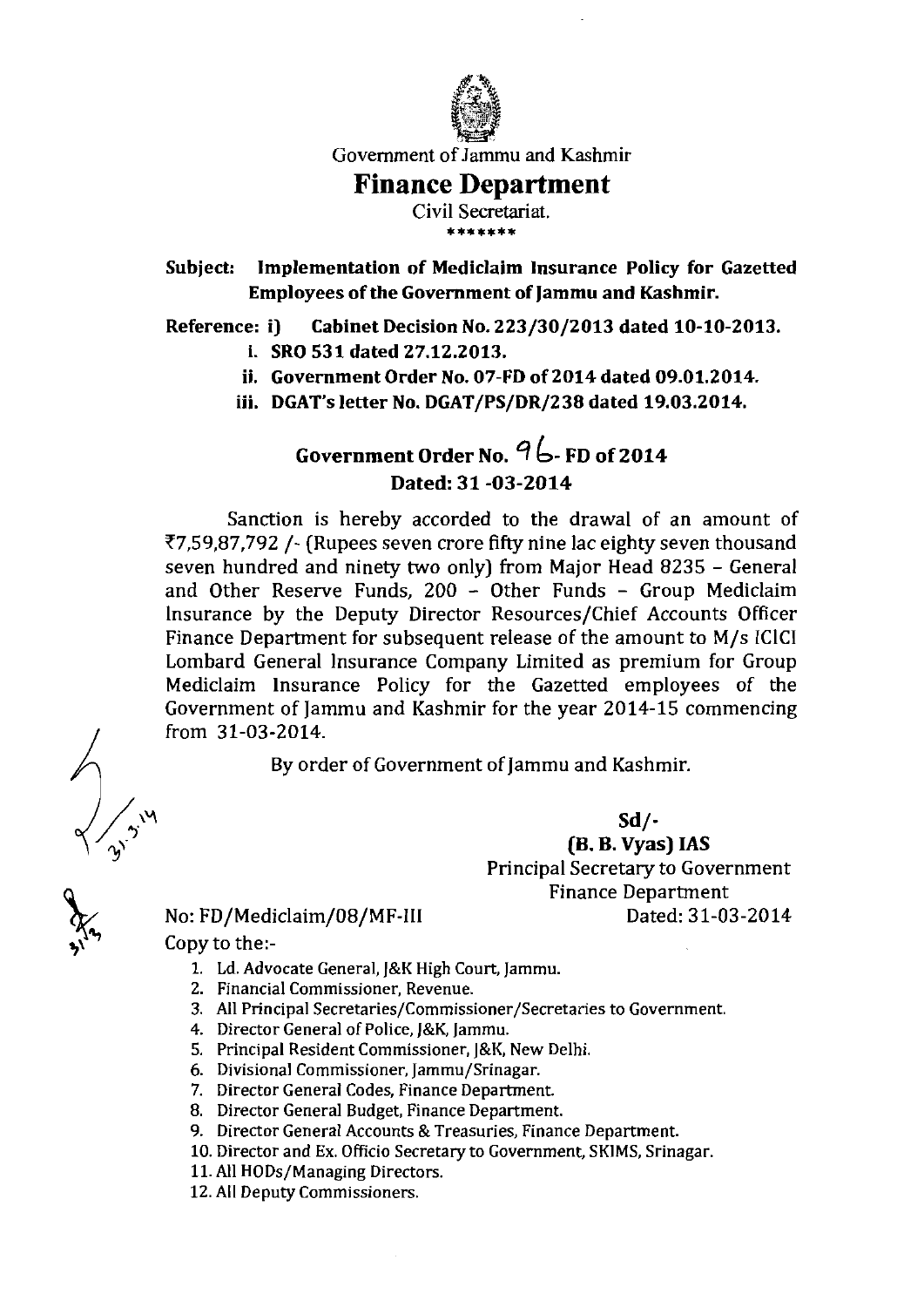Government of Jammu and Kashmir

# Finance Department

Civil Secretariat.

\*\*\*\*\*\*\*

**Subject: Implementation of Mediclaim Insurance Policy for Gazetted Employees of the Government of Jammu and Kashmir.**

**Reference: i) Cabinet Decision No. 223/30/2013 dated 10-10-2013.**

- **i. SRO 531 dated 27.12.2013.**
- **ii. Government Order No. 07-FD of 2014 dated 09.01.2014.**
- **iii. DGAT's letter No. DGAT/PS/DR/238 dated 19.03.2014.**

## Government Order No. 96- FD of 2014
## Dated: 31 -03-2014

Sanction is hereby accorded to the drawal of an amount of ₹7,59,87,792 /- (Rupees seven crore fifty nine lac eighty seven thousand seven hundred and ninety two only) from Major Head 8235 – General and Other Reserve Funds, 200 – Other Funds – Group Mediclaim Insurance by the Deputy Director Resources/Chief Accounts Officer Finance Department for subsequent release of the amount to M/s ICICI Lombard General Insurance Company Limited as premium for Group Mediclaim Insurance Policy for the Gazetted employees of the Government of Jammu and Kashmir for the year 2014-15 commencing from 31-03-2014.

By order of Government of Jammu and Kashmir.

**Sd/-**

**(B. B. Vyas) IAS**

Principal Secretary to Government

Finance Department

No: FD/Mediclaim/08/MF-III Dated: 31-03-2014

Copy to the:-

1. Ld. Advocate General, J&K High Court, Jammu.
2. Financial Commissioner, Revenue.
3. All Principal Secretaries/Commissioner/Secretaries to Government.
4. Director General of Police, J&K, Jammu.
5. Principal Resident Commissioner, J&K, New Delhi.
6. Divisional Commissioner, Jammu/Srinagar.
7. Director General Codes, Finance Department.
8. Director General Budget, Finance Department.
9. Director General Accounts & Treasuries, Finance Department.
10. Director and Ex. Officio Secretary to Government, SKIMS, Srinagar.
11. All HODs/Managing Directors.
12. All Deputy Commissioners.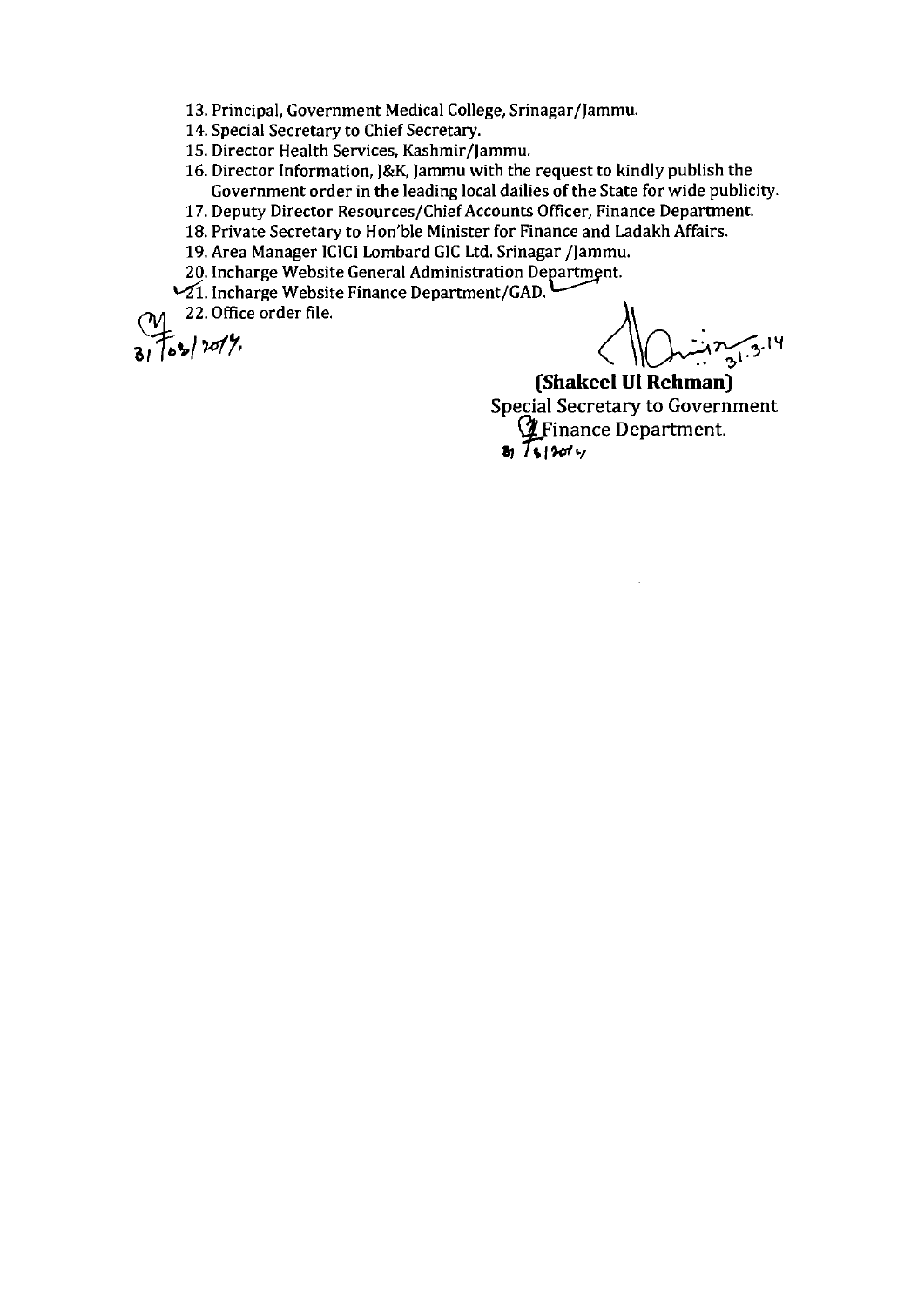13. Principal, Government Medical College, Srinagar/Jammu.
14. Special Secretary to Chief Secretary.
15. Director Health Services, Kashmir/Jammu.
16. Director Information, J&K, Jammu with the request to kindly publish the Government order in the leading local dailies of the State for wide publicity.
17. Deputy Director Resources/Chief Accounts Officer, Finance Department.
18. Private Secretary to Hon'ble Minister for Finance and Ladakh Affairs.
19. Area Manager ICICI Lombard GIC Ltd. Srinagar /Jammu.
20. Incharge Website General Administration Department.
21. Incharge Website Finance Department/GAD.
22. Office order file.

31/03/2014.

31.3.14

**(Shakeel Ul Rehman)**
Special Secretary to Government
Finance Department.
31/3/2014